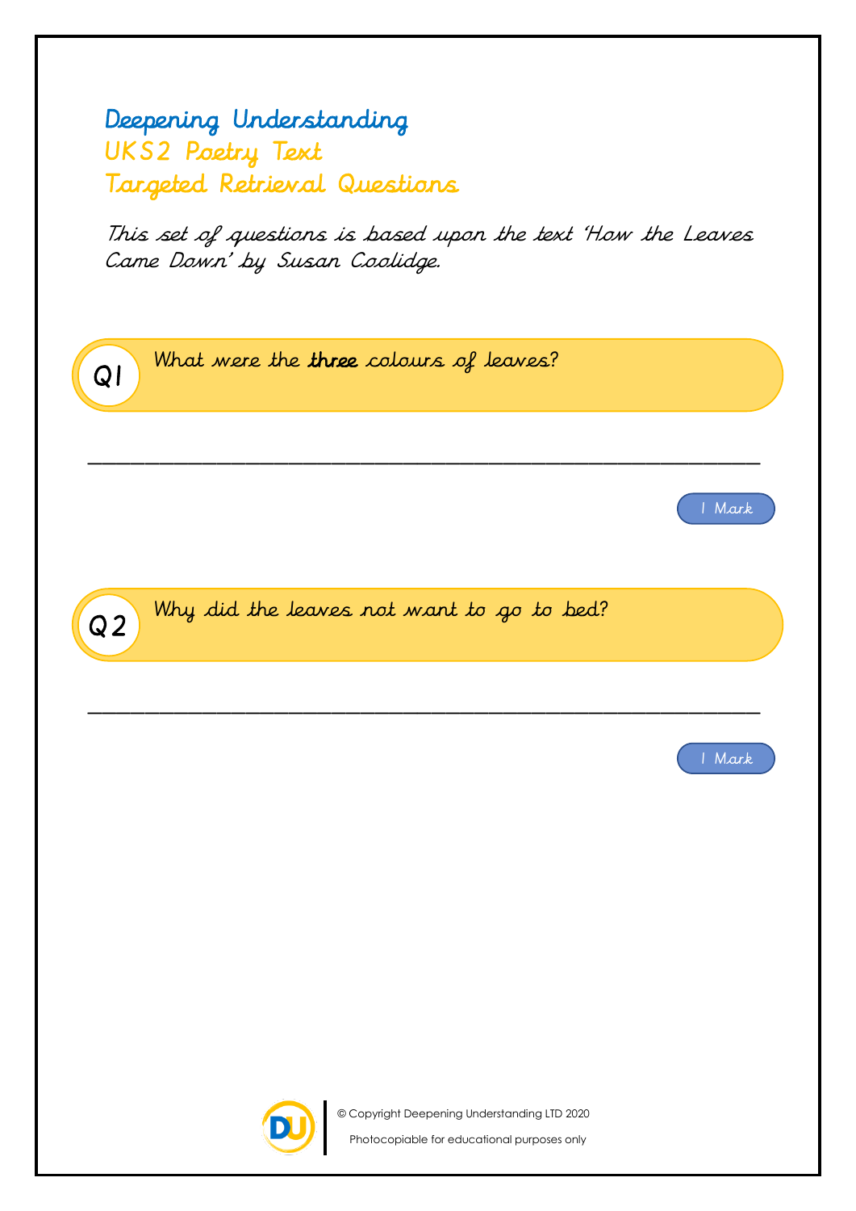# Deepening Understanding

## UKS2 Poetry Text

## Targeted Retrieval Questions

*This set of questions is based upon the text 'How the Leaves Came Down' by Susan Coolidge.*

**Q1** What were the **three** colours of leaves?

______________________________________________________________

1 Mark

**Q2** Why did the leaves not want to go to bed?

______________________________________________________________

1 Mark

© Copyright Deepening Understanding LTD 2020

Photocopiable for educational purposes only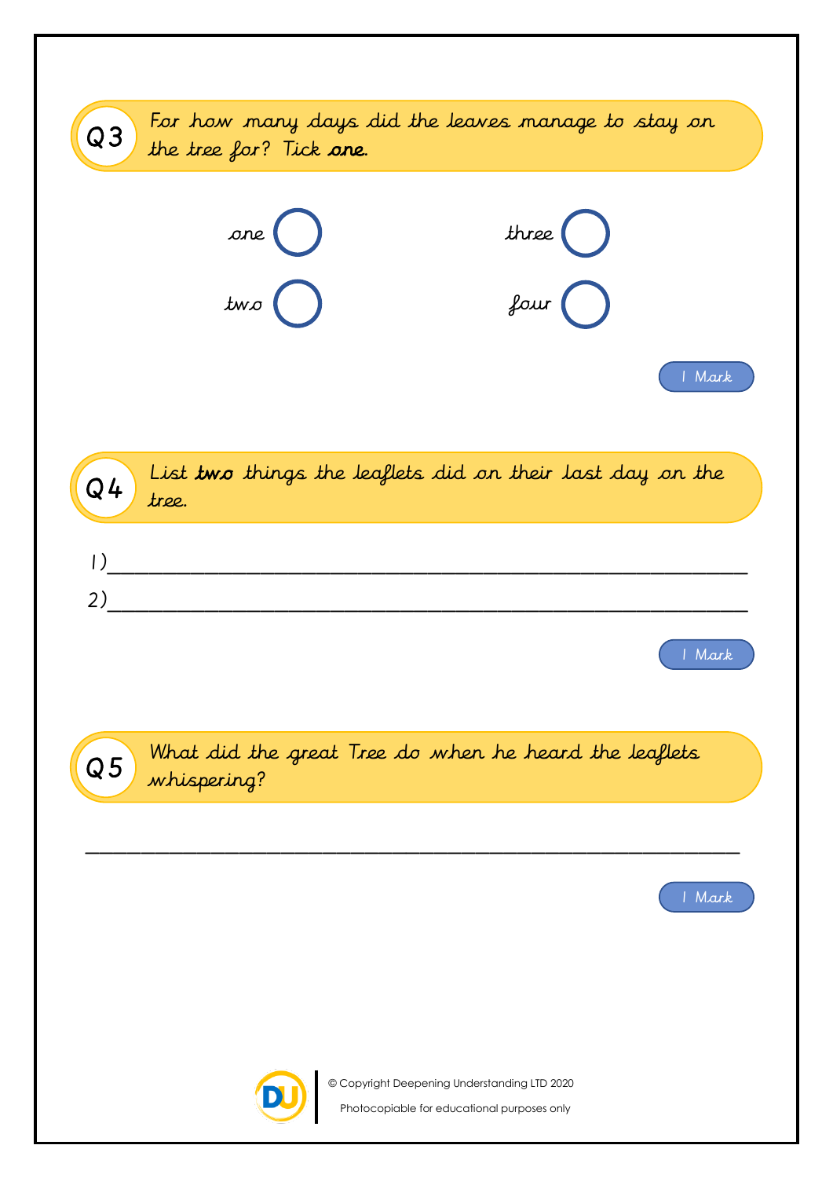**Q3** For how many days did the leaves manage to stay on the tree for? Tick **one**.

- one ◯
- two ◯
- three ◯
- four ◯

1 Mark

**Q4** List **two** things the leaflets did on their last day on the tree.

1)______________________________________________________

2)______________________________________________________

1 Mark

**Q5** What did the great Tree do when he heard the leaflets whispering?

_______________________________________________________

1 Mark

© Copyright Deepening Understanding LTD 2020

Photocopiable for educational purposes only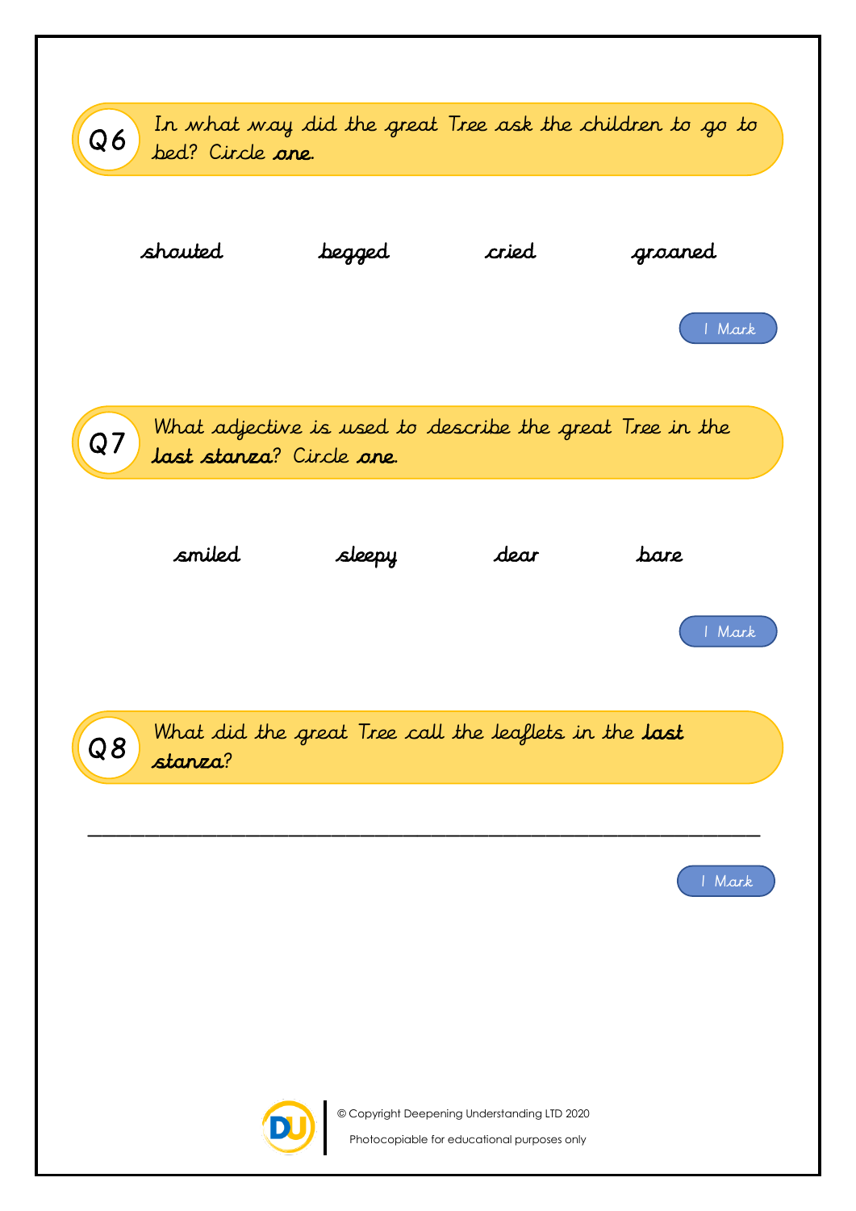**Q6** In what way did the great Tree ask the children to go to bed? Circle **one**.

shouted begged cried groaned

1 Mark

**Q7** What adjective is used to describe the great Tree in the **last stanza**? Circle **one**.

smiled sleepy dear bare

1 Mark

**Q8** What did the great Tree call the leaflets in the **last stanza**?

\_\_\_\_\_\_\_\_\_\_\_\_\_\_\_\_\_\_\_\_\_\_\_\_\_\_\_\_\_\_\_\_\_\_\_\_\_\_\_\_\_\_\_\_\_\_\_\_\_\_\_\_\_\_\_\_\_\_\_\_

1 Mark

© Copyright Deepening Understanding LTD 2020

Photocopiable for educational purposes only